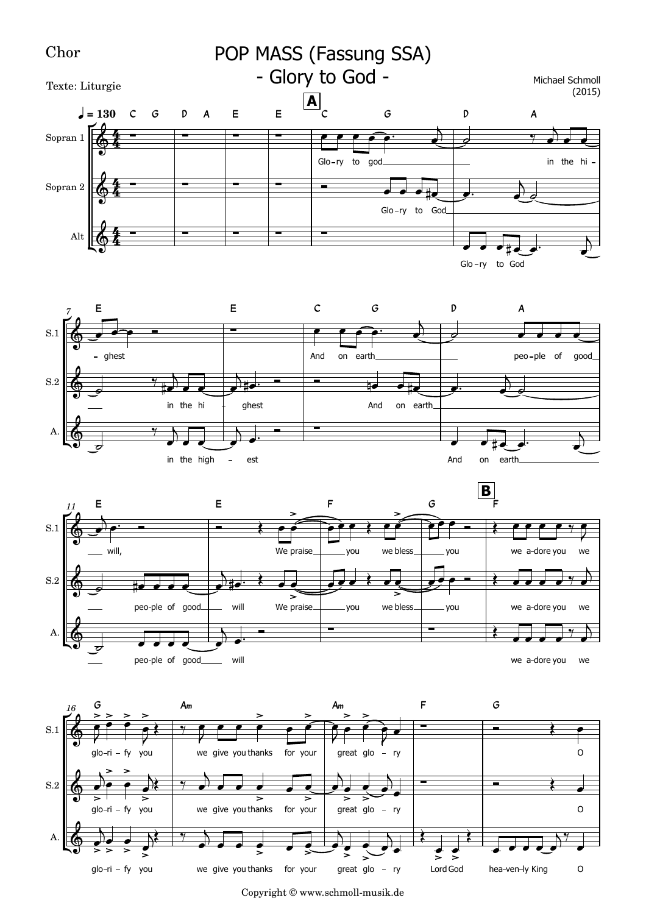Chor

# POP MASS (Fassung SSA)

## - Glory to God -

Texte: Liturgie

Michael Schmoll
(2015)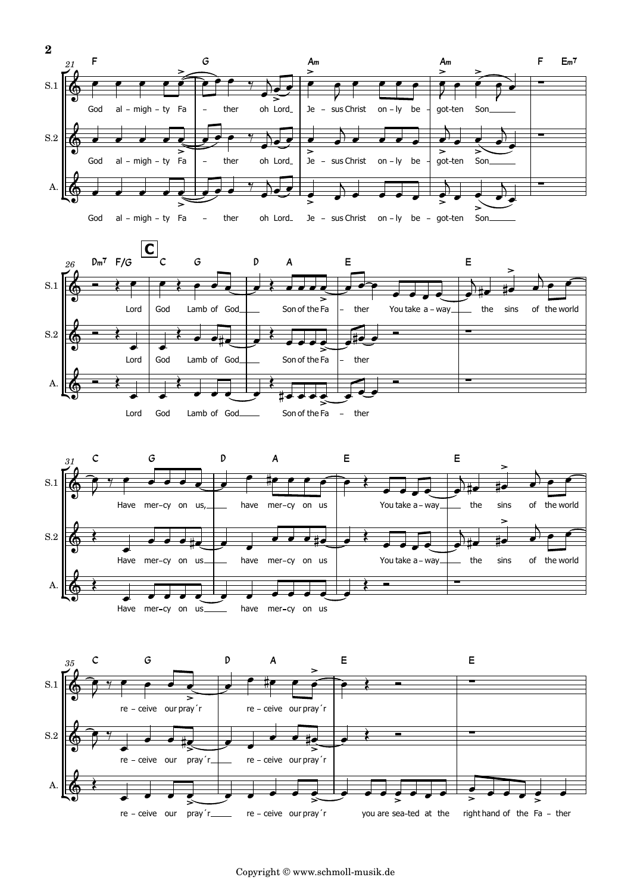**C**

S.1: God al – migh – ty Fa – ther oh Lord Je – sus Christ on – ly be – got-ten Son

S.2: God al – migh – ty Fa – ther oh Lord Je – sus Christ on – ly be – got-ten Son

A.: God al – migh – ty Fa – ther oh Lord Je – sus Christ on – ly be – got-ten Son

S.1: Lord God Lamb of God Son of the Fa – ther You take a – way the sins of the world

S.2: Lord God Lamb of God Son of the Fa – ther

A.: Lord God Lamb of God Son of the Fa – ther

S.1: Have mer-cy on us, have mer–cy on us You take a – way the sins of the world

S.2: Have mer-cy on us have mer–cy on us You take a – way the sins of the world

A.: Have mer-cy on us have mer-cy on us

S.1: re – ceive our pray´r re – ceive our pray´r

S.2: re – ceive our pray´r re – ceive our pray´r

A.: re – ceive our pray´r re – ceive our pray´r you are sea-ted at the right hand of the Fa – ther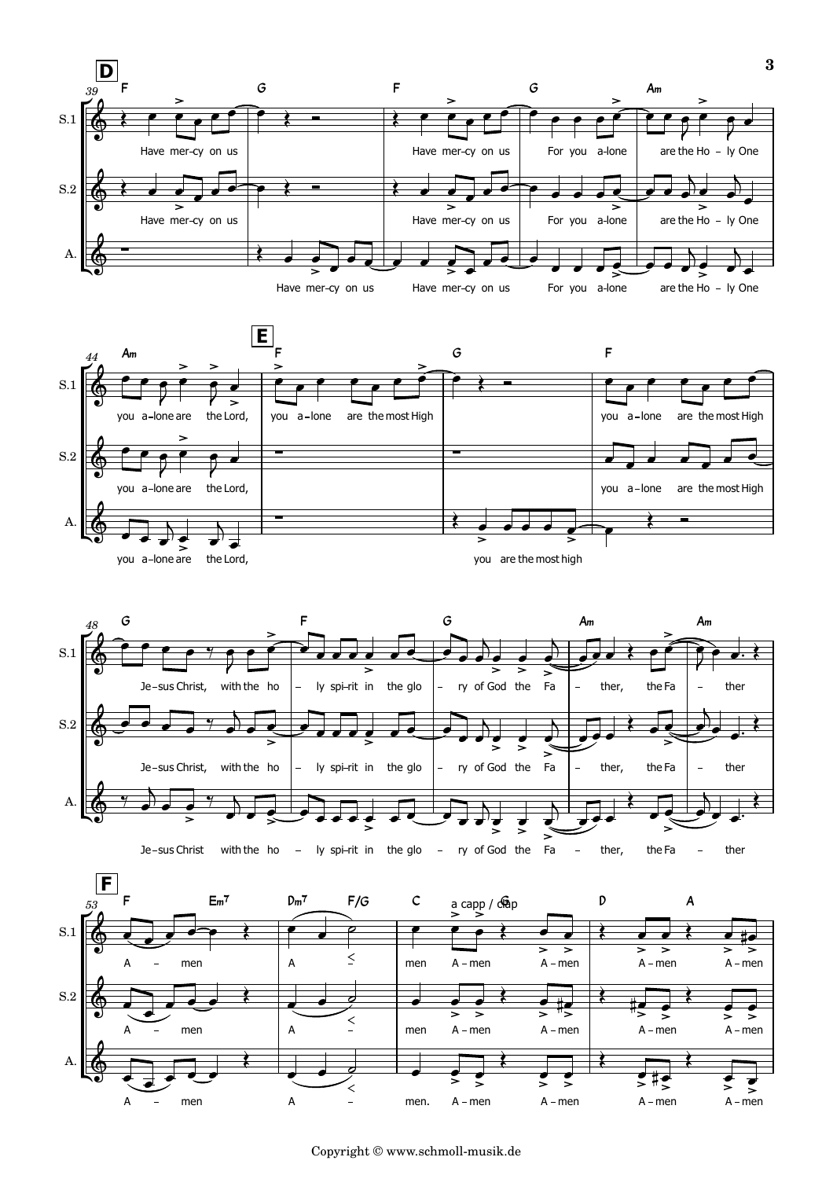**D**

S.1: Have mer-cy on us / Have mer-cy on us / For you a-lone are the Ho – ly One

S.2: Have mer-cy on us / Have mer-cy on us / For you a-lone are the Ho – ly One

A.: Have mer-cy on us / Have mer-cy on us / For you a-lone are the Ho – ly One

S.1: you a-lone are the Lord,

S.2: you a-lone are the Lord,

A.: you a-lone are the Lord,

**E**

S.1: you a-lone are the most High / you a-lone are the most High

S.2: you a-lone are the most High

A.: you are the most high

S.1: Je-sus Christ, with the ho – ly spi-rit in the glo – ry of God the Fa – ther, the Fa – ther

S.2: Je-sus Christ, with the ho – ly spi-rit in the glo – ry of God the Fa – ther, the Fa – ther

A.: Je-sus Christ with the ho – ly spi-rit in the glo – ry of God the Fa – ther, the Fa – ther

**F**

*a capp / clap*

S.1: A – men A – men A – men A – men A – men A – men

S.2: A – men A – men A – men A – men A – men A – men

A.: A – men A – men. A – men A – men A – men A – men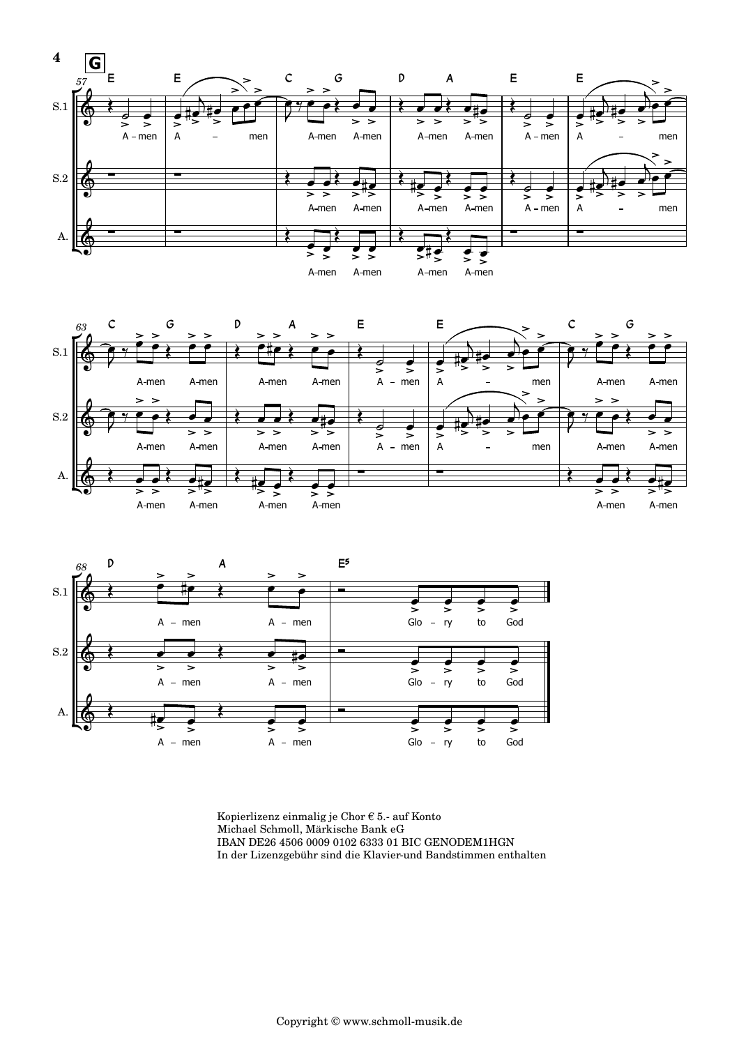Kopierlizenz einmalig je Chor € 5.- auf Konto
Michael Schmoll, Märkische Bank eG
IBAN DE26 4506 0009 0102 6333 01 BIC GENODEM1HGN
In der Lizenzgebühr sind die Klavier-und Bandstimmen enthalten

Copyright © www.schmoll-musik.de